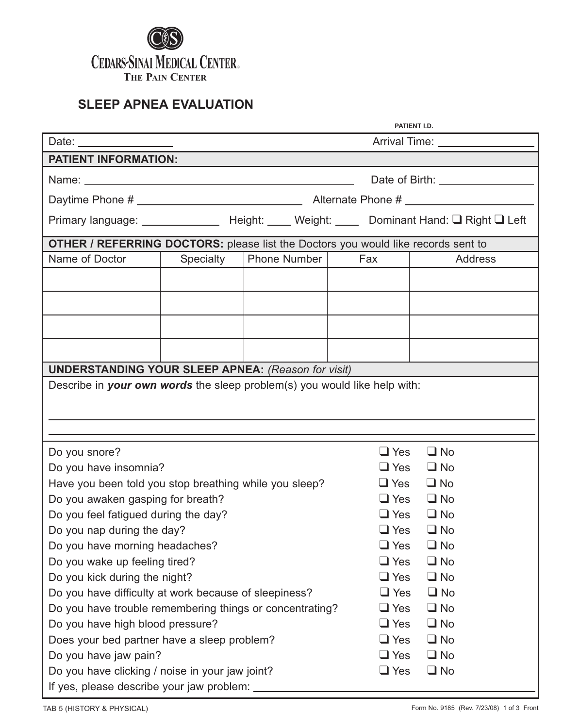CEDARS-SINAI MEDICAL CENTER

THE PAIN CENTER

# SLEEP APNEA EVALUATION

PATIENT I.D.

Date: ________________ Arrival Time: ________________

## PATIENT INFORMATION:

Name: ____________________________________________ Date of Birth: ________________

Daytime Phone # ____________________________ Alternate Phone # ______________________

Primary language: ______________ Height: ____ Weight: ____ Dominant Hand: ❑ Right ❑ Left

## OTHER / REFERRING DOCTORS: please list the Doctors you would like records sent to

| Name of Doctor | Specialty | Phone Number | Fax | Address |
|---|---|---|---|---|
| | | | | |
| | | | | |
| | | | | |
| | | | | |

## UNDERSTANDING YOUR SLEEP APNEA: *(Reason for visit)*

Describe in ***your own words*** the sleep problem(s) you would like help with:

______________________________________________________________________

______________________________________________________________________

______________________________________________________________________

| Question | | |
|---|---|---|
| Do you snore? | ❑ Yes | ❑ No |
| Do you have insomnia? | ❑ Yes | ❑ No |
| Have you been told you stop breathing while you sleep? | ❑ Yes | ❑ No |
| Do you awaken gasping for breath? | ❑ Yes | ❑ No |
| Do you feel fatigued during the day? | ❑ Yes | ❑ No |
| Do you nap during the day? | ❑ Yes | ❑ No |
| Do you have morning headaches? | ❑ Yes | ❑ No |
| Do you wake up feeling tired? | ❑ Yes | ❑ No |
| Do you kick during the night? | ❑ Yes | ❑ No |
| Do you have difficulty at work because of sleepiness? | ❑ Yes | ❑ No |
| Do you have trouble remembering things or concentrating? | ❑ Yes | ❑ No |
| Do you have high blood pressure? | ❑ Yes | ❑ No |
| Does your bed partner have a sleep problem? | ❑ Yes | ❑ No |
| Do you have jaw pain? | ❑ Yes | ❑ No |
| Do you have clicking / noise in your jaw joint? | ❑ Yes | ❑ No |

If yes, please describe your jaw problem: ______________________________________________

TAB 5 (HISTORY & PHYSICAL)

Form No. 9185 (Rev. 7/23/08) 1 of 3 Front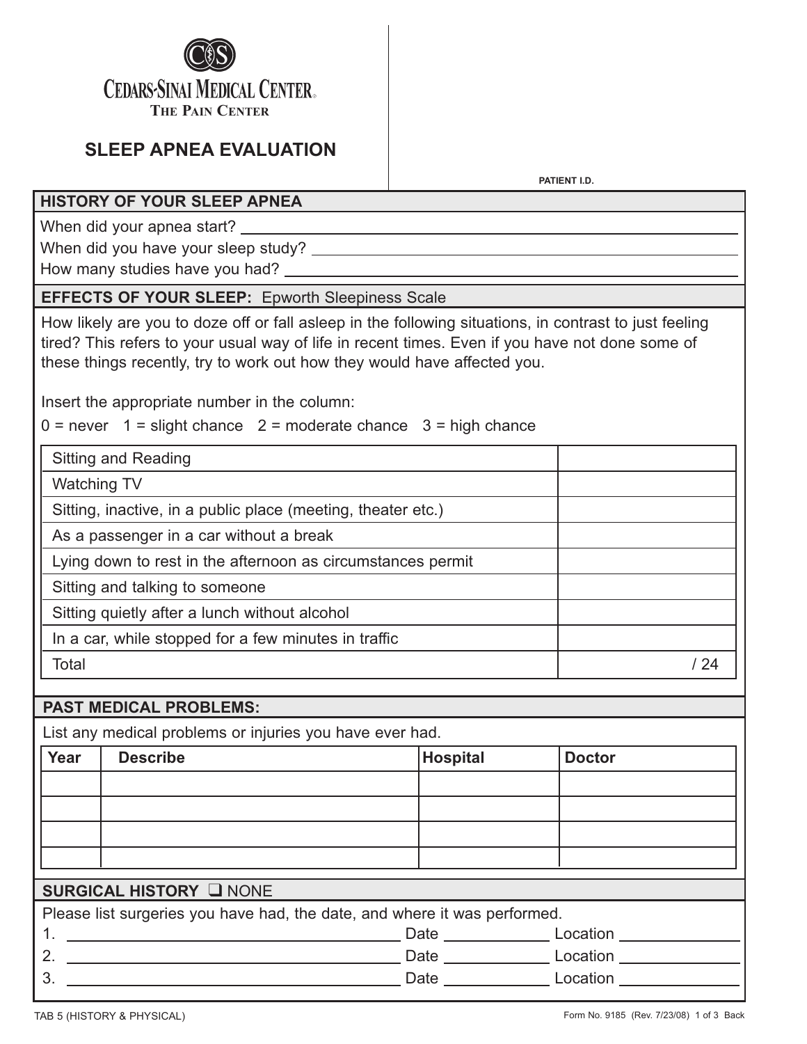**CEDARS-SINAI MEDICAL CENTER®**
**THE PAIN CENTER**

# SLEEP APNEA EVALUATION

PATIENT I.D.

## HISTORY OF YOUR SLEEP APNEA

When did your apnea start? ______________________________

When did you have your sleep study? ______________________________

How many studies have you had? ______________________________

## EFFECTS OF YOUR SLEEP: Epworth Sleepiness Scale

How likely are you to doze off or fall asleep in the following situations, in contrast to just feeling tired? This refers to your usual way of life in recent times. Even if you have not done some of these things recently, try to work out how they would have affected you.

Insert the appropriate number in the column:

0 = never 1 = slight chance 2 = moderate chance 3 = high chance

| Situation | Score |
|---|---|
| Sitting and Reading | |
| Watching TV | |
| Sitting, inactive, in a public place (meeting, theater etc.) | |
| As a passenger in a car without a break | |
| Lying down to rest in the afternoon as circumstances permit | |
| Sitting and talking to someone | |
| Sitting quietly after a lunch without alcohol | |
| In a car, while stopped for a few minutes in traffic | |
| Total | / 24 |

## PAST MEDICAL PROBLEMS:

List any medical problems or injuries you have ever had.

| Year | Describe | Hospital | Doctor |
|---|---|---|---|
| | | | |
| | | | |
| | | | |
| | | | |

## SURGICAL HISTORY ☐ NONE

Please list surgeries you have had, the date, and where it was performed.

1. ______________________________ Date __________ Location __________
2. ______________________________ Date __________ Location __________
3. ______________________________ Date __________ Location __________

TAB 5 (HISTORY & PHYSICAL)

Form No. 9185 (Rev. 7/23/08) 1 of 3 Back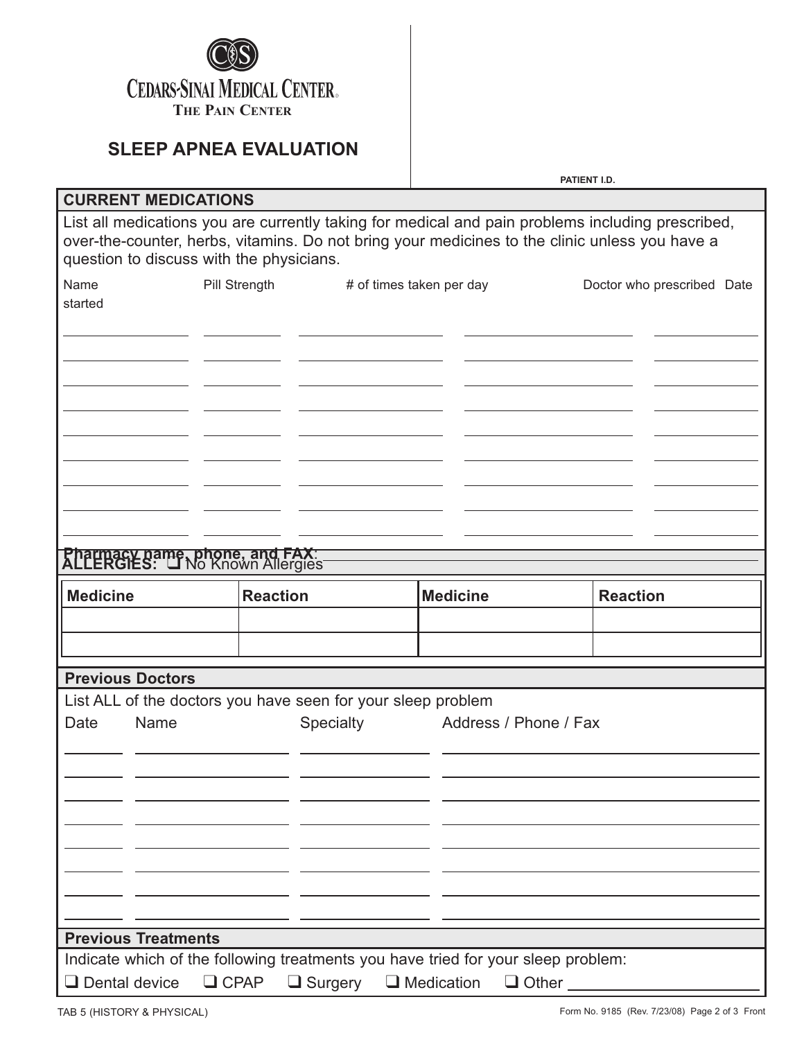Cedars-Sinai Medical Center
The Pain Center

# SLEEP APNEA EVALUATION

PATIENT I.D.

## CURRENT MEDICATIONS

List all medications you are currently taking for medical and pain problems including prescribed, over-the-counter, herbs, vitamins. Do not bring your medicines to the clinic unless you have a question to discuss with the physicians.

| Name | Pill Strength | # of times taken per day | Doctor who prescribed | Date started |
|---|---|---|---|---|
| | | | | |
| | | | | |
| | | | | |
| | | | | |
| | | | | |
| | | | | |
| | | | | |
| | | | | |
| | | | | |

**Pharmacy name, phone, and FAX**: ____________________

**ALLERGIES:** ❑ No Known Allergies

| Medicine | Reaction | Medicine | Reaction |
|---|---|---|---|
| | | | |
| | | | |

## Previous Doctors

List ALL of the doctors you have seen for your sleep problem

| Date | Name | Specialty | Address / Phone / Fax |
|---|---|---|---|
| | | | |
| | | | |
| | | | |
| | | | |
| | | | |
| | | | |
| | | | |
| | | | |

## Previous Treatments

Indicate which of the following treatments you have tried for your sleep problem:

❑ Dental device ❑ CPAP ❑ Surgery ❑ Medication ❑ Other ____________________

TAB 5 (HISTORY & PHYSICAL)

Form No. 9185 (Rev. 7/23/08) Page 2 of 3 Front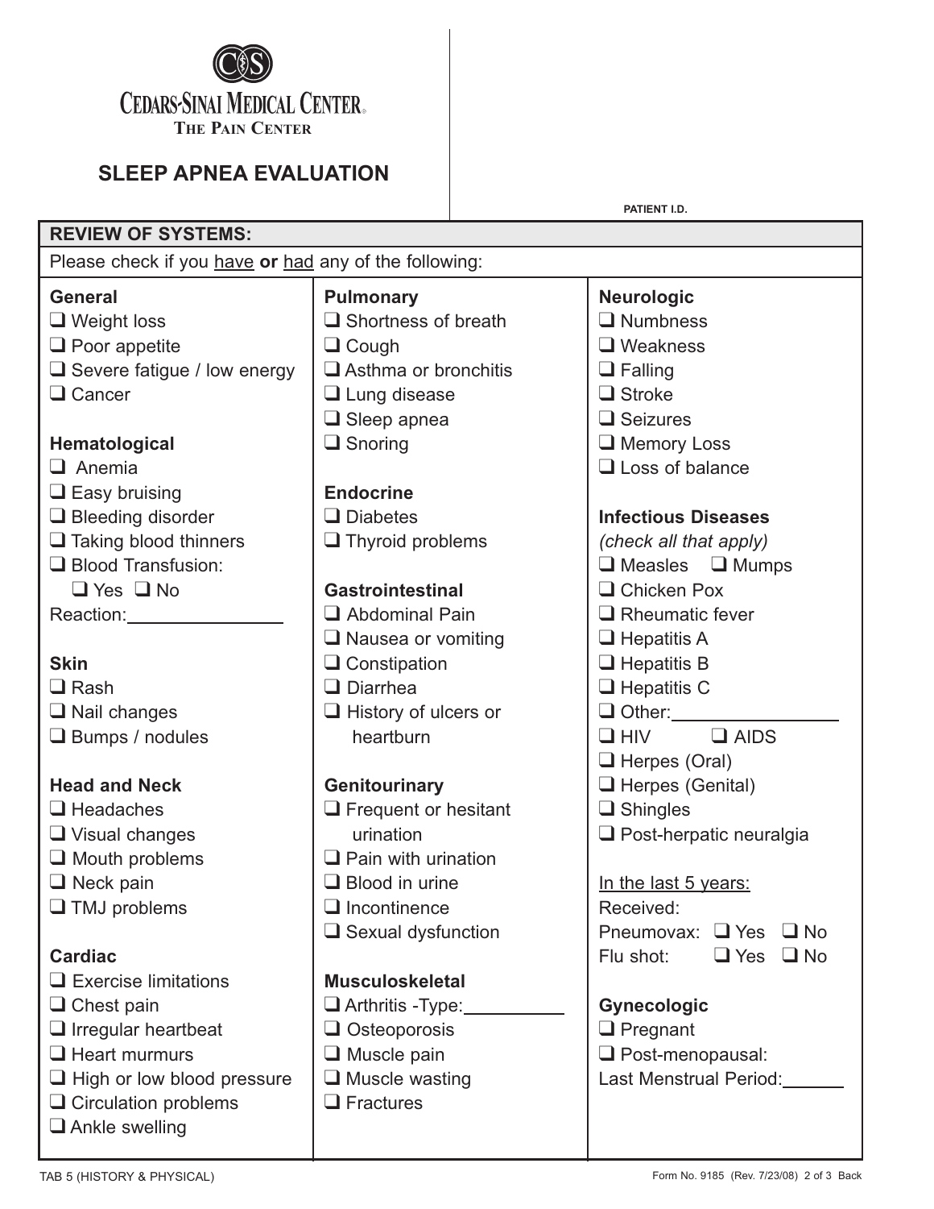Cedars-Sinai Medical Center
The Pain Center

# SLEEP APNEA EVALUATION

PATIENT I.D.

## REVIEW OF SYSTEMS:

Please check if you have **or** had any of the following:

**General**
- ❑ Weight loss
- ❑ Poor appetite
- ❑ Severe fatigue / low energy
- ❑ Cancer

**Hematological**
- ❑ Anemia
- ❑ Easy bruising
- ❑ Bleeding disorder
- ❑ Taking blood thinners
- ❑ Blood Transfusion:
  - ❑ Yes ❑ No

Reaction:_______________

**Skin**
- ❑ Rash
- ❑ Nail changes
- ❑ Bumps / nodules

**Head and Neck**
- ❑ Headaches
- ❑ Visual changes
- ❑ Mouth problems
- ❑ Neck pain
- ❑ TMJ problems

**Cardiac**
- ❑ Exercise limitations
- ❑ Chest pain
- ❑ Irregular heartbeat
- ❑ Heart murmurs
- ❑ High or low blood pressure
- ❑ Circulation problems
- ❑ Ankle swelling

**Pulmonary**
- ❑ Shortness of breath
- ❑ Cough
- ❑ Asthma or bronchitis
- ❑ Lung disease
- ❑ Sleep apnea
- ❑ Snoring

**Endocrine**
- ❑ Diabetes
- ❑ Thyroid problems

**Gastrointestinal**
- ❑ Abdominal Pain
- ❑ Nausea or vomiting
- ❑ Constipation
- ❑ Diarrhea
- ❑ History of ulcers or heartburn

**Genitourinary**
- ❑ Frequent or hesitant urination
- ❑ Pain with urination
- ❑ Blood in urine
- ❑ Incontinence
- ❑ Sexual dysfunction

**Musculoskeletal**
- ❑ Arthritis -Type:__________
- ❑ Osteoporosis
- ❑ Muscle pain
- ❑ Muscle wasting
- ❑ Fractures

**Neurologic**
- ❑ Numbness
- ❑ Weakness
- ❑ Falling
- ❑ Stroke
- ❑ Seizures
- ❑ Memory Loss
- ❑ Loss of balance

**Infectious Diseases**
*(check all that apply)*
- ❑ Measles ❑ Mumps
- ❑ Chicken Pox
- ❑ Rheumatic fever
- ❑ Hepatitis A
- ❑ Hepatitis B
- ❑ Hepatitis C
- ❑ Other:________________
- ❑ HIV ❑ AIDS
- ❑ Herpes (Oral)
- ❑ Herpes (Genital)
- ❑ Shingles
- ❑ Post-herpatic neuralgia

In the last 5 years:
Received:
Pneumovax: ❑ Yes ❑ No
Flu shot: ❑ Yes ❑ No

**Gynecologic**
- ❑ Pregnant
- ❑ Post-menopausal:

Last Menstrual Period:______

TAB 5 (HISTORY & PHYSICAL)

Form No. 9185 (Rev. 7/23/08) 2 of 3 Back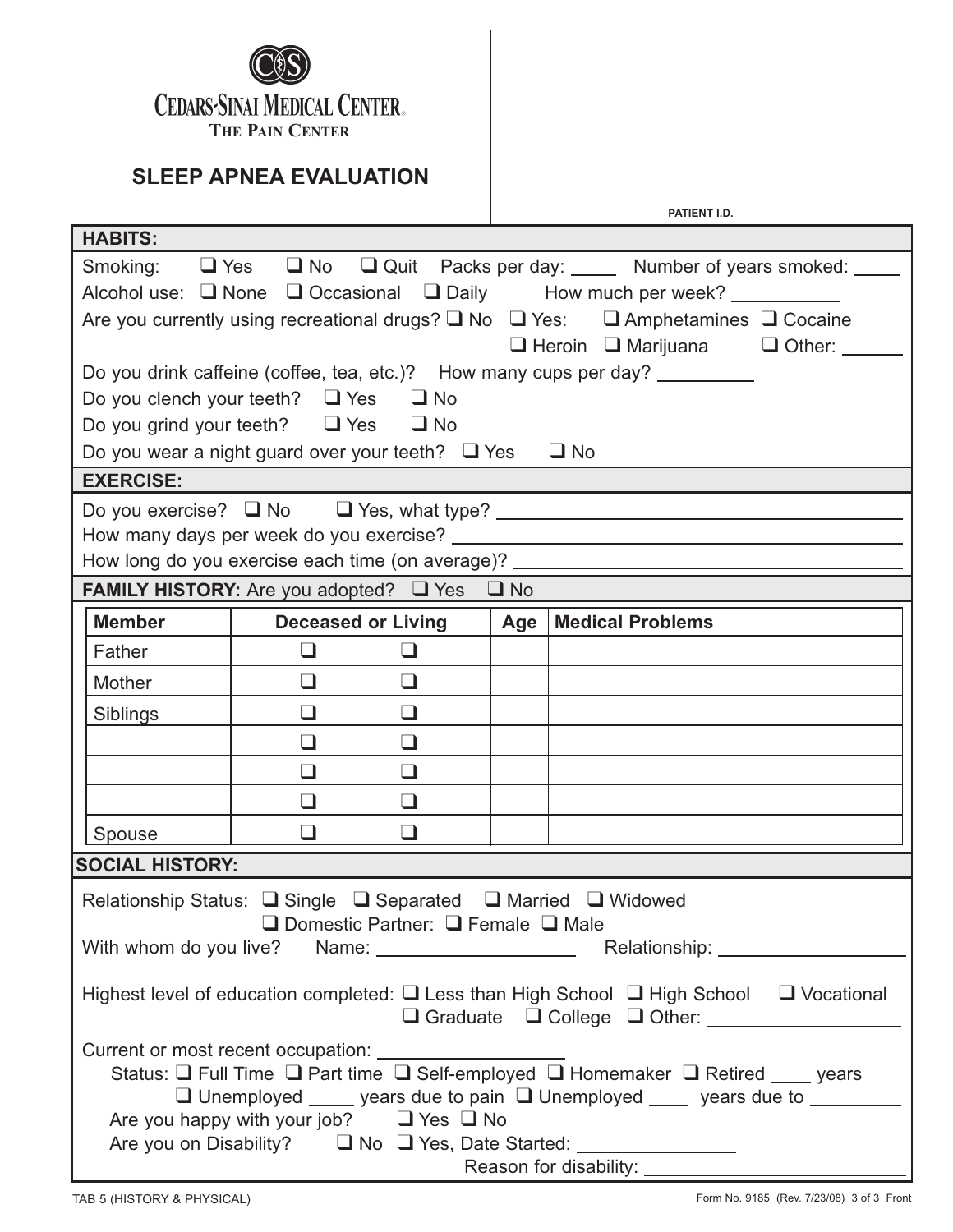Cedars-Sinai Medical Center
The Pain Center

# SLEEP APNEA EVALUATION

PATIENT I.D.

## HABITS:

Smoking: ❑ Yes ❑ No ❑ Quit Packs per day: ____ Number of years smoked: ____

Alcohol use: ❑ None ❑ Occasional ❑ Daily How much per week? __________

Are you currently using recreational drugs? ❑ No ❑ Yes: ❑ Amphetamines ❑ Cocaine ❑ Heroin ❑ Marijuana ❑ Other: ______

Do you drink caffeine (coffee, tea, etc.)? How many cups per day? _________

Do you clench your teeth? ❑ Yes ❑ No

Do you grind your teeth? ❑ Yes ❑ No

Do you wear a night guard over your teeth? ❑ Yes ❑ No

## EXERCISE:

Do you exercise? ❑ No ❑ Yes, what type? ________________________________

How many days per week do you exercise? ________________________________

How long do you exercise each time (on average)? ________________________________

## FAMILY HISTORY: Are you adopted? ❑ Yes ❑ No

| Member | Deceased or Living | | Age | Medical Problems |
|---|---|---|---|---|
| Father | ❑ | ❑ | | |
| Mother | ❑ | ❑ | | |
| Siblings | ❑ | ❑ | | |
| | ❑ | ❑ | | |
| | ❑ | ❑ | | |
| | ❑ | ❑ | | |
| Spouse | ❑ | ❑ | | |

## SOCIAL HISTORY:

Relationship Status: ❑ Single ❑ Separated ❑ Married ❑ Widowed
❑ Domestic Partner: ❑ Female ❑ Male

With whom do you live? Name: ____________________ Relationship: ____________________

Highest level of education completed: ❑ Less than High School ❑ High School ❑ Vocational ❑ Graduate ❑ College ❑ Other: ____________________

Current or most recent occupation: __________________

Status: ❑ Full Time ❑ Part time ❑ Self-employed ❑ Homemaker ❑ Retired ____ years
❑ Unemployed _____ years due to pain ❑ Unemployed ____ years due to _________

Are you happy with your job? ❑ Yes ❑ No

Are you on Disability? ❑ No ❑ Yes, Date Started: _______________

Reason for disability: ___________________________

TAB 5 (HISTORY & PHYSICAL)

Form No. 9185 (Rev. 7/23/08) 3 of 3 Front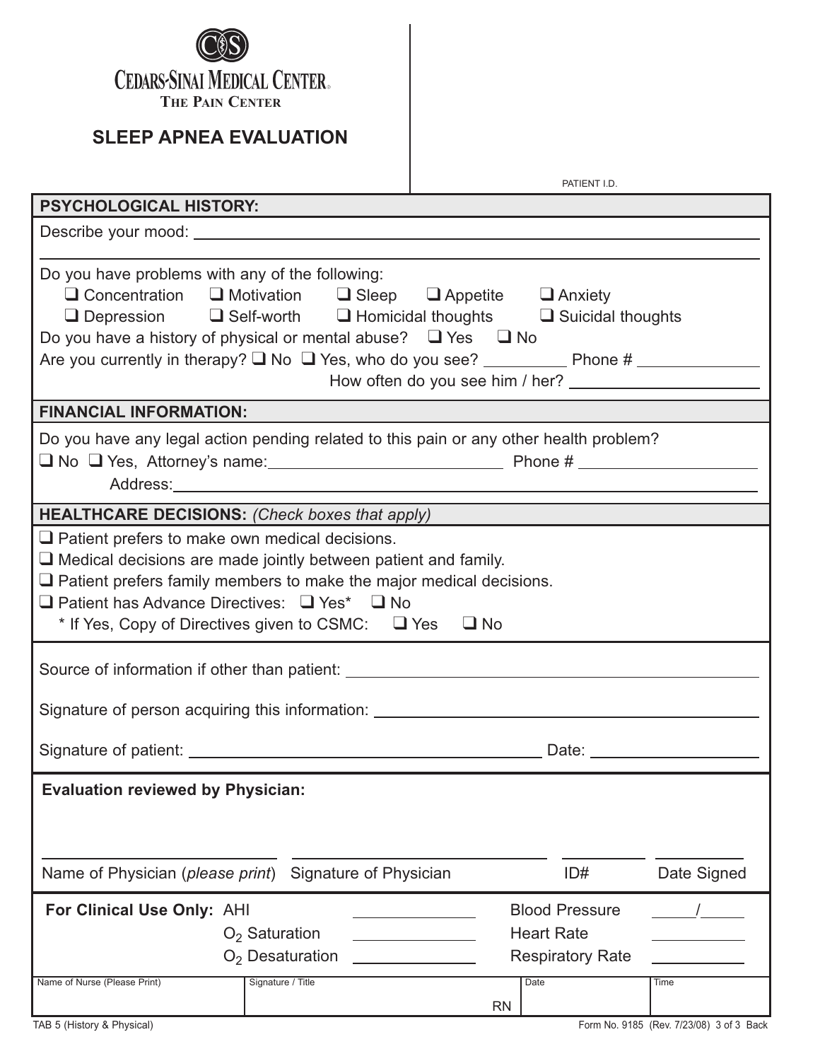CEDARS-SINAI MEDICAL CENTER®

THE PAIN CENTER

# SLEEP APNEA EVALUATION

PATIENT I.D.

## PSYCHOLOGICAL HISTORY:

Describe your mood: ______________________________________________

______________________________________________

Do you have problems with any of the following:

❑ Concentration ❑ Motivation ❑ Sleep ❑ Appetite ❑ Anxiety

❑ Depression ❑ Self-worth ❑ Homicidal thoughts ❑ Suicidal thoughts

Do you have a history of physical or mental abuse? ❑ Yes ❑ No

Are you currently in therapy? ❑ No ❑ Yes, who do you see? __________ Phone # ______________

How often do you see him / her? ______________________

## FINANCIAL INFORMATION:

Do you have any legal action pending related to this pain or any other health problem?

❑ No ❑ Yes, Attorney's name: ____________________________ Phone # ____________________

Address: ______________________________________________

## HEALTHCARE DECISIONS: *(Check boxes that apply)*

❑ Patient prefers to make own medical decisions.

❑ Medical decisions are made jointly between patient and family.

❑ Patient prefers family members to make the major medical decisions.

❑ Patient has Advance Directives: ❑ Yes* ❑ No

\* If Yes, Copy of Directives given to CSMC: ❑ Yes ❑ No

Source of information if other than patient: ______________________________________________

Signature of person acquiring this information: ______________________________________________

Signature of patient: ______________________________________________ Date: ____________________

**Evaluation reviewed by Physician:**

| | | | |
|---|---|---|---|
| Name of Physician (*please print*) | Signature of Physician | ID# | Date Signed |

**For Clinical Use Only:**

| | | | |
|---|---|---|---|
| AHI | ____________ | Blood Pressure | _____/_____ |
| $O_2$ Saturation | ____________ | Heart Rate | ____________ |
| $O_2$ Desaturation | ____________ | Respiratory Rate | ____________ |

| Name of Nurse (Please Print) | Signature / Title | Date | Time |
|---|---|---|---|
| | RN | | |

TAB 5 (History & Physical)

Form No. 9185 (Rev. 7/23/08) 3 of 3 Back